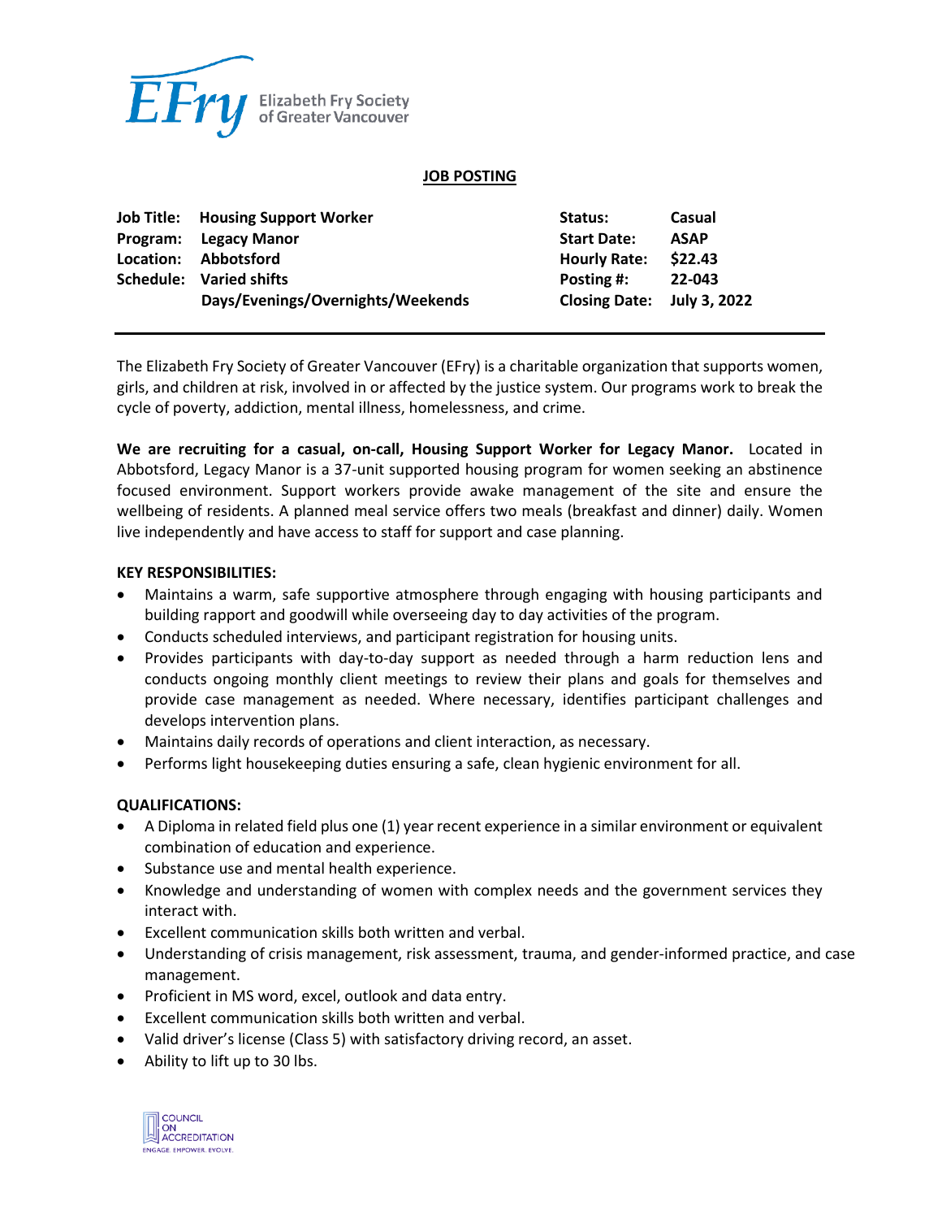Elizabeth Fry Society of Greater Vancouver

# JOB POSTING

| | | | |
|---|---|---|---|
| **Job Title:** | **Housing Support Worker** | **Status:** | **Casual** |
| **Program:** | **Legacy Manor** | **Start Date:** | **ASAP** |
| **Location:** | **Abbotsford** | **Hourly Rate:** | **$22.43** |
| **Schedule:** | **Varied shifts Days/Evenings/Overnights/Weekends** | **Posting #:** | **22-043** |
| | | **Closing Date:** | **July 3, 2022** |

The Elizabeth Fry Society of Greater Vancouver (EFry) is a charitable organization that supports women, girls, and children at risk, involved in or affected by the justice system. Our programs work to break the cycle of poverty, addiction, mental illness, homelessness, and crime.

**We are recruiting for a casual, on-call, Housing Support Worker for Legacy Manor.** Located in Abbotsford, Legacy Manor is a 37-unit supported housing program for women seeking an abstinence focused environment. Support workers provide awake management of the site and ensure the wellbeing of residents. A planned meal service offers two meals (breakfast and dinner) daily. Women live independently and have access to staff for support and case planning.

**KEY RESPONSIBILITIES:**

- Maintains a warm, safe supportive atmosphere through engaging with housing participants and building rapport and goodwill while overseeing day to day activities of the program.
- Conducts scheduled interviews, and participant registration for housing units.
- Provides participants with day-to-day support as needed through a harm reduction lens and conducts ongoing monthly client meetings to review their plans and goals for themselves and provide case management as needed. Where necessary, identifies participant challenges and develops intervention plans.
- Maintains daily records of operations and client interaction, as necessary.
- Performs light housekeeping duties ensuring a safe, clean hygienic environment for all.

**QUALIFICATIONS:**

- A Diploma in related field plus one (1) year recent experience in a similar environment or equivalent combination of education and experience.
- Substance use and mental health experience.
- Knowledge and understanding of women with complex needs and the government services they interact with.
- Excellent communication skills both written and verbal.
- Understanding of crisis management, risk assessment, trauma, and gender-informed practice, and case management.
- Proficient in MS word, excel, outlook and data entry.
- Excellent communication skills both written and verbal.
- Valid driver's license (Class 5) with satisfactory driving record, an asset.
- Ability to lift up to 30 lbs.

COUNCIL ON ACCREDITATION
ENGAGE. EMPOWER. EVOLVE.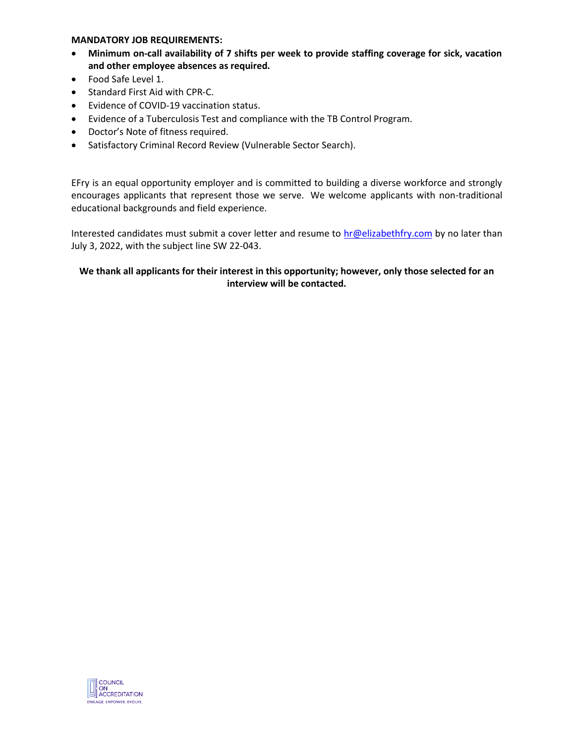**MANDATORY JOB REQUIREMENTS:**

- **Minimum on-call availability of 7 shifts per week to provide staffing coverage for sick, vacation and other employee absences as required.**
- Food Safe Level 1.
- Standard First Aid with CPR-C.
- Evidence of COVID-19 vaccination status.
- Evidence of a Tuberculosis Test and compliance with the TB Control Program.
- Doctor's Note of fitness required.
- Satisfactory Criminal Record Review (Vulnerable Sector Search).

EFry is an equal opportunity employer and is committed to building a diverse workforce and strongly encourages applicants that represent those we serve. We welcome applicants with non-traditional educational backgrounds and field experience.

Interested candidates must submit a cover letter and resume to hr@elizabethfry.com by no later than July 3, 2022, with the subject line SW 22-043.

**We thank all applicants for their interest in this opportunity; however, only those selected for an interview will be contacted.**

COUNCIL ON ACCREDITATION
ENGAGE. EMPOWER. EVOLVE.